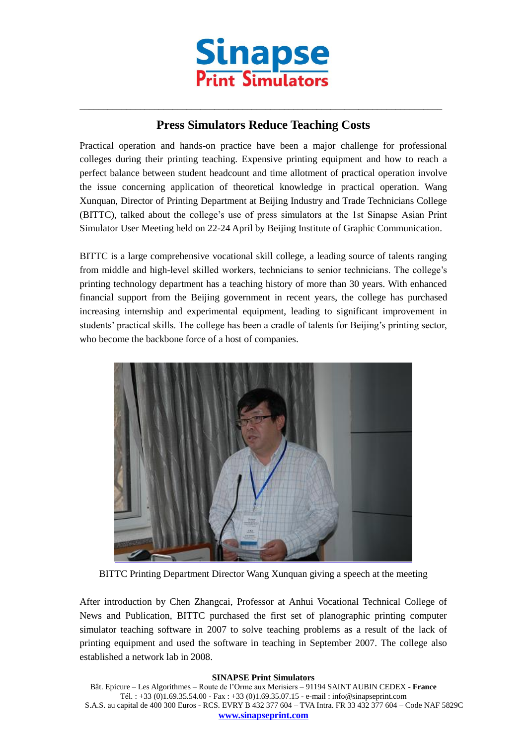# Press Simulators Reduce Teaching Costs

Practical operation and hands-on practice have been a major challenge for professional colleges during their printing teaching. Expensive printing equipment and how to reach a perfect balance between student headcount and time allotment of practical operation involve the issue concerning application of theoretical knowledge in practical operation. Wang Xunquan, Director of Printing Department at Beijing Industry and Trade Technicians College (BITTC), talked about the college's use of press simulators at the 1st Sinapse Asian Print Simulator User Meeting held on 22-24 April by Beijing Institute of Graphic Communication.

BITTC is a large comprehensive vocational skill college, a leading source of talents ranging from middle and high-level skilled workers, technicians to senior technicians. The college's printing technology department has a teaching history of more than 30 years. With enhanced financial support from the Beijing government in recent years, the college has purchased increasing internship and experimental equipment, leading to significant improvement in students' practical skills. The college has been a cradle of talents for Beijing's printing sector, who become the backbone force of a host of companies.

BITTC Printing Department Director Wang Xunquan giving a speech at the meeting

After introduction by Chen Zhangcai, Professor at Anhui Vocational Technical College of News and Publication, BITTC purchased the first set of planographic printing computer simulator teaching software in 2007 to solve teaching problems as a result of the lack of printing equipment and used the software in teaching in September 2007. The college also established a network lab in 2008.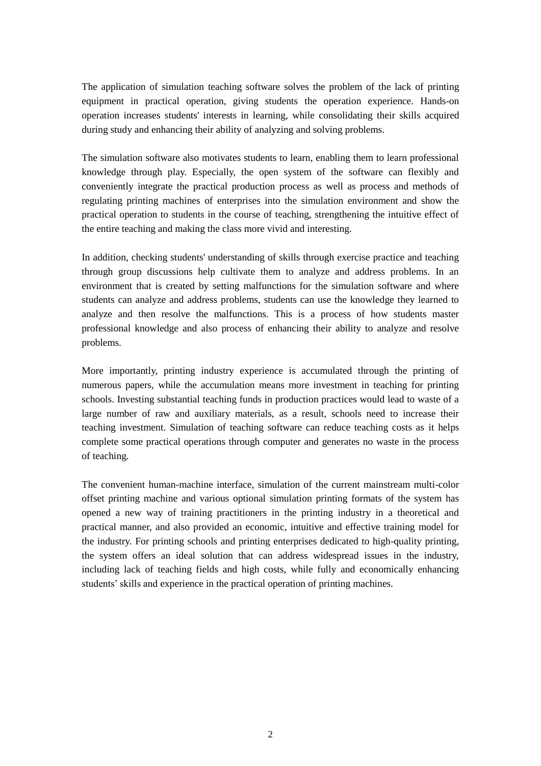The application of simulation teaching software solves the problem of the lack of printing equipment in practical operation, giving students the operation experience. Hands-on operation increases students' interests in learning, while consolidating their skills acquired during study and enhancing their ability of analyzing and solving problems.

The simulation software also motivates students to learn, enabling them to learn professional knowledge through play. Especially, the open system of the software can flexibly and conveniently integrate the practical production process as well as process and methods of regulating printing machines of enterprises into the simulation environment and show the practical operation to students in the course of teaching, strengthening the intuitive effect of the entire teaching and making the class more vivid and interesting.

In addition, checking students' understanding of skills through exercise practice and teaching through group discussions help cultivate them to analyze and address problems. In an environment that is created by setting malfunctions for the simulation software and where students can analyze and address problems, students can use the knowledge they learned to analyze and then resolve the malfunctions. This is a process of how students master professional knowledge and also process of enhancing their ability to analyze and resolve problems.

More importantly, printing industry experience is accumulated through the printing of numerous papers, while the accumulation means more investment in teaching for printing schools. Investing substantial teaching funds in production practices would lead to waste of a large number of raw and auxiliary materials, as a result, schools need to increase their teaching investment. Simulation of teaching software can reduce teaching costs as it helps complete some practical operations through computer and generates no waste in the process of teaching.

The convenient human-machine interface, simulation of the current mainstream multi-color offset printing machine and various optional simulation printing formats of the system has opened a new way of training practitioners in the printing industry in a theoretical and practical manner, and also provided an economic, intuitive and effective training model for the industry. For printing schools and printing enterprises dedicated to high-quality printing, the system offers an ideal solution that can address widespread issues in the industry, including lack of teaching fields and high costs, while fully and economically enhancing students' skills and experience in the practical operation of printing machines.